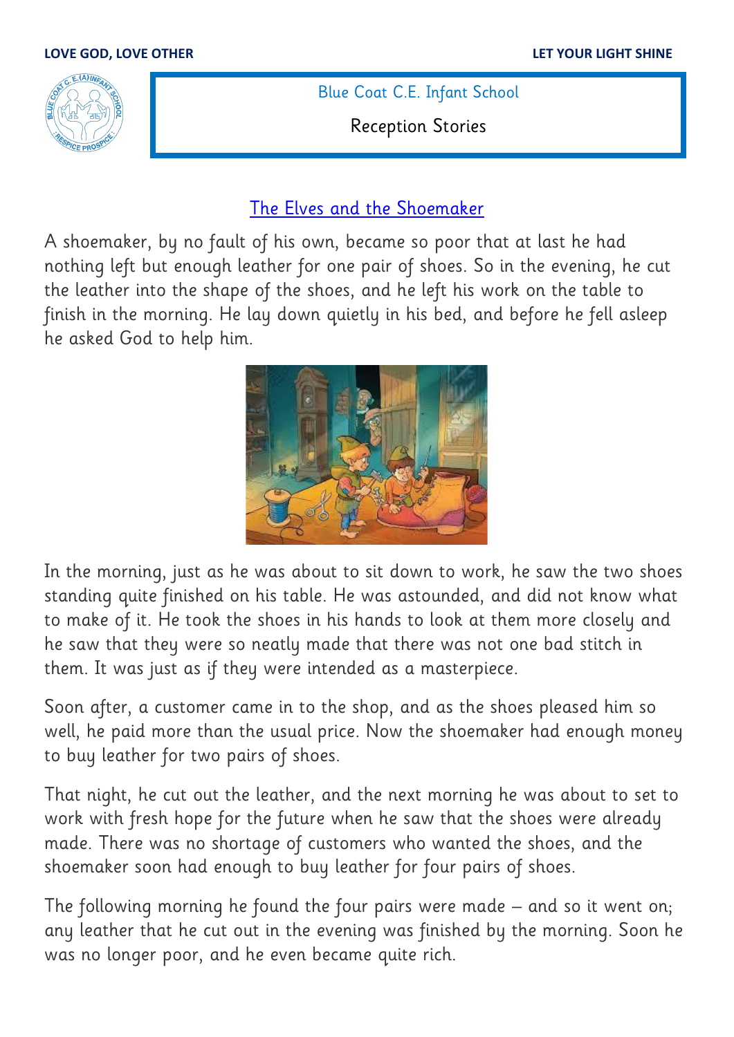LOVE GOD, LOVE OTHER

LET YOUR LIGHT SHINE

Blue Coat C.E. Infant School

Reception Stories

## The Elves and the Shoemaker

A shoemaker, by no fault of his own, became so poor that at last he had nothing left but enough leather for one pair of shoes. So in the evening, he cut the leather into the shape of the shoes, and he left his work on the table to finish in the morning. He lay down quietly in his bed, and before he fell asleep he asked God to help him.

In the morning, just as he was about to sit down to work, he saw the two shoes standing quite finished on his table. He was astounded, and did not know what to make of it. He took the shoes in his hands to look at them more closely and he saw that they were so neatly made that there was not one bad stitch in them. It was just as if they were intended as a masterpiece.

Soon after, a customer came in to the shop, and as the shoes pleased him so well, he paid more than the usual price. Now the shoemaker had enough money to buy leather for two pairs of shoes.

That night, he cut out the leather, and the next morning he was about to set to work with fresh hope for the future when he saw that the shoes were already made. There was no shortage of customers who wanted the shoes, and the shoemaker soon had enough to buy leather for four pairs of shoes.

The following morning he found the four pairs were made – and so it went on; any leather that he cut out in the evening was finished by the morning. Soon he was no longer poor, and he even became quite rich.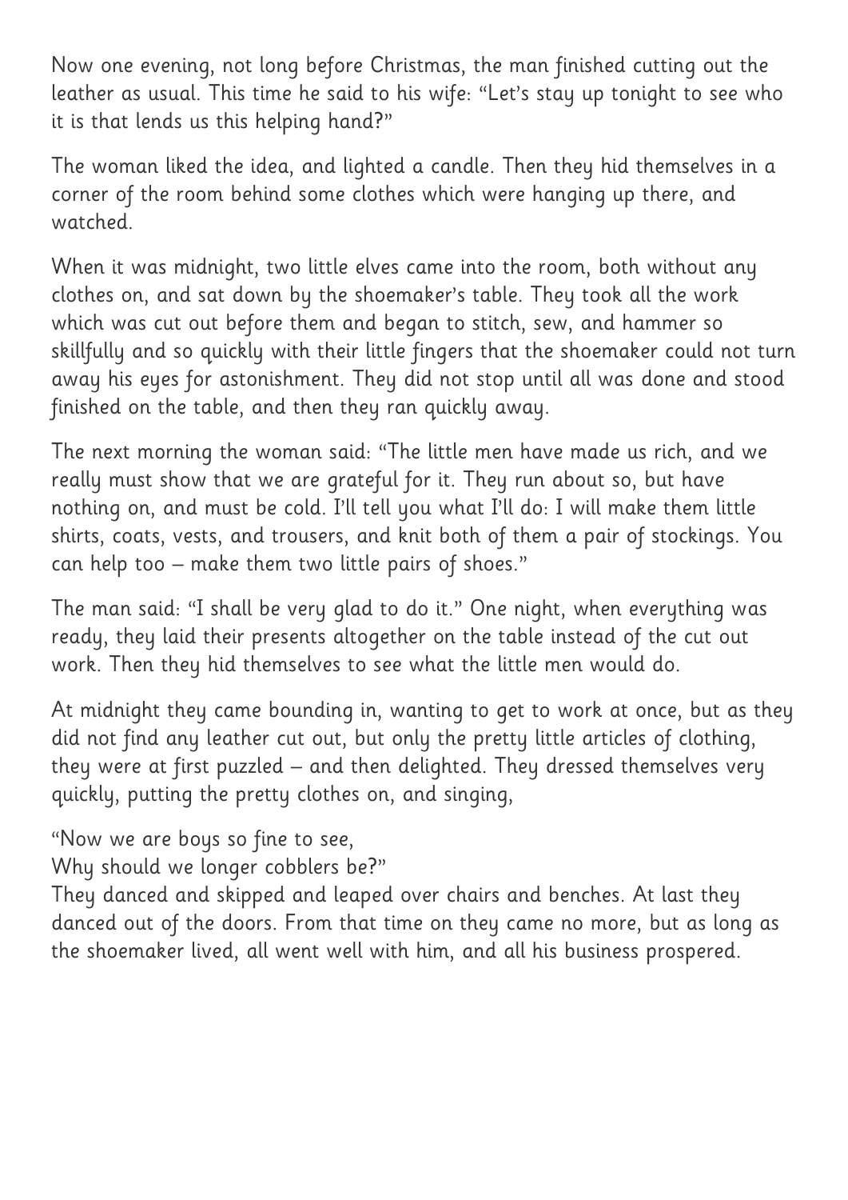Now one evening, not long before Christmas, the man finished cutting out the leather as usual. This time he said to his wife: "Let's stay up tonight to see who it is that lends us this helping hand?"

The woman liked the idea, and lighted a candle. Then they hid themselves in a corner of the room behind some clothes which were hanging up there, and watched.

When it was midnight, two little elves came into the room, both without any clothes on, and sat down by the shoemaker's table. They took all the work which was cut out before them and began to stitch, sew, and hammer so skillfully and so quickly with their little fingers that the shoemaker could not turn away his eyes for astonishment. They did not stop until all was done and stood finished on the table, and then they ran quickly away.

The next morning the woman said: "The little men have made us rich, and we really must show that we are grateful for it. They run about so, but have nothing on, and must be cold. I'll tell you what I'll do: I will make them little shirts, coats, vests, and trousers, and knit both of them a pair of stockings. You can help too – make them two little pairs of shoes."

The man said: "I shall be very glad to do it." One night, when everything was ready, they laid their presents altogether on the table instead of the cut out work. Then they hid themselves to see what the little men would do.

At midnight they came bounding in, wanting to get to work at once, but as they did not find any leather cut out, but only the pretty little articles of clothing, they were at first puzzled – and then delighted. They dressed themselves very quickly, putting the pretty clothes on, and singing,

"Now we are boys so fine to see,
Why should we longer cobblers be?"
They danced and skipped and leaped over chairs and benches. At last they danced out of the doors. From that time on they came no more, but as long as the shoemaker lived, all went well with him, and all his business prospered.